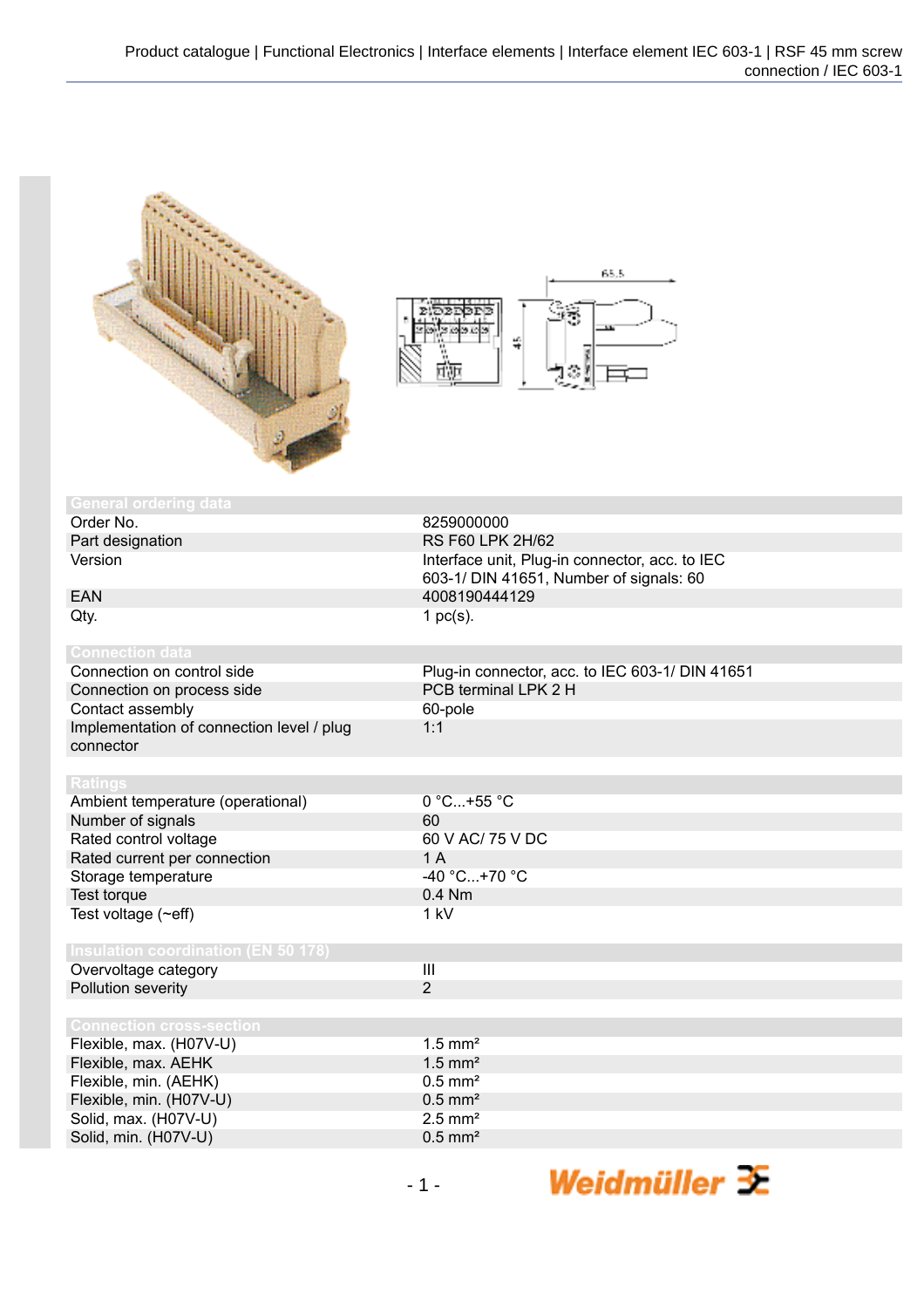## General ordering data

| | |
|---|---|
| Order No. | 8259000000 |
| Part designation | RS F60 LPK 2H/62 |
| Version | Interface unit, Plug-in connector, acc. to IEC 603-1/ DIN 41651, Number of signals: 60 |
| EAN | 4008190444129 |
| Qty. | 1 pc(s). |

## Connection data

| | |
|---|---|
| Connection on control side | Plug-in connector, acc. to IEC 603-1/ DIN 41651 |
| Connection on process side | PCB terminal LPK 2 H |
| Contact assembly | 60-pole |
| Implementation of connection level / plug connector | 1:1 |

## Ratings

| | |
|---|---|
| Ambient temperature (operational) | 0 °C...+55 °C |
| Number of signals | 60 |
| Rated control voltage | 60 V AC/ 75 V DC |
| Rated current per connection | 1 A |
| Storage temperature | -40 °C...+70 °C |
| Test torque | 0.4 Nm |
| Test voltage (~eff) | 1 kV |

## Insulation coordination (EN 50 178)

| | |
|---|---|
| Overvoltage category | III |
| Pollution severity | 2 |

## Connection cross-section

| | |
|---|---|
| Flexible, max. (H07V-U) | 1.5 mm² |
| Flexible, max. AEHK | 1.5 mm² |
| Flexible, min. (AEHK) | 0.5 mm² |
| Flexible, min. (H07V-U) | 0.5 mm² |
| Solid, max. (H07V-U) | 2.5 mm² |
| Solid, min. (H07V-U) | 0.5 mm² |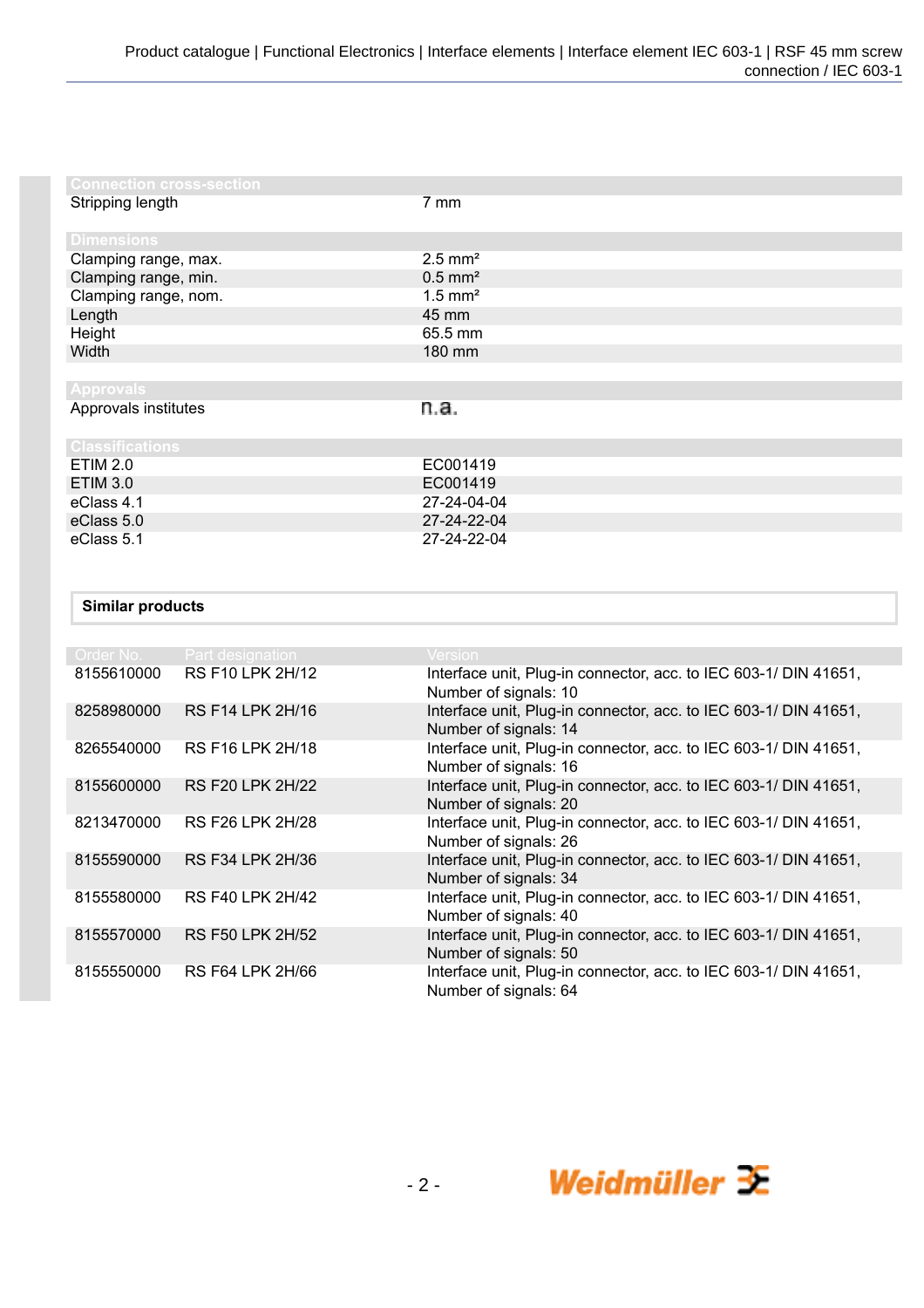| Connection cross-section | |
|---|---|
| Stripping length | 7 mm |

| Dimensions | |
|---|---|
| Clamping range, max. | 2.5 mm² |
| Clamping range, min. | 0.5 mm² |
| Clamping range, nom. | 1.5 mm² |
| Length | 45 mm |
| Height | 65.5 mm |
| Width | 180 mm |

| Approvals | |
|---|---|
| Approvals institutes | n.a. |

| Classifications | |
|---|---|
| ETIM 2.0 | EC001419 |
| ETIM 3.0 | EC001419 |
| eClass 4.1 | 27-24-04-04 |
| eClass 5.0 | 27-24-22-04 |
| eClass 5.1 | 27-24-22-04 |

## Similar products

| Order No. | Part designation | Version |
|---|---|---|
| 8155610000 | RS F10 LPK 2H/12 | Interface unit, Plug-in connector, acc. to IEC 603-1/ DIN 41651, Number of signals: 10 |
| 8258980000 | RS F14 LPK 2H/16 | Interface unit, Plug-in connector, acc. to IEC 603-1/ DIN 41651, Number of signals: 14 |
| 8265540000 | RS F16 LPK 2H/18 | Interface unit, Plug-in connector, acc. to IEC 603-1/ DIN 41651, Number of signals: 16 |
| 8155600000 | RS F20 LPK 2H/22 | Interface unit, Plug-in connector, acc. to IEC 603-1/ DIN 41651, Number of signals: 20 |
| 8213470000 | RS F26 LPK 2H/28 | Interface unit, Plug-in connector, acc. to IEC 603-1/ DIN 41651, Number of signals: 26 |
| 8155590000 | RS F34 LPK 2H/36 | Interface unit, Plug-in connector, acc. to IEC 603-1/ DIN 41651, Number of signals: 34 |
| 8155580000 | RS F40 LPK 2H/42 | Interface unit, Plug-in connector, acc. to IEC 603-1/ DIN 41651, Number of signals: 40 |
| 8155570000 | RS F50 LPK 2H/52 | Interface unit, Plug-in connector, acc. to IEC 603-1/ DIN 41651, Number of signals: 50 |
| 8155550000 | RS F64 LPK 2H/66 | Interface unit, Plug-in connector, acc. to IEC 603-1/ DIN 41651, Number of signals: 64 |